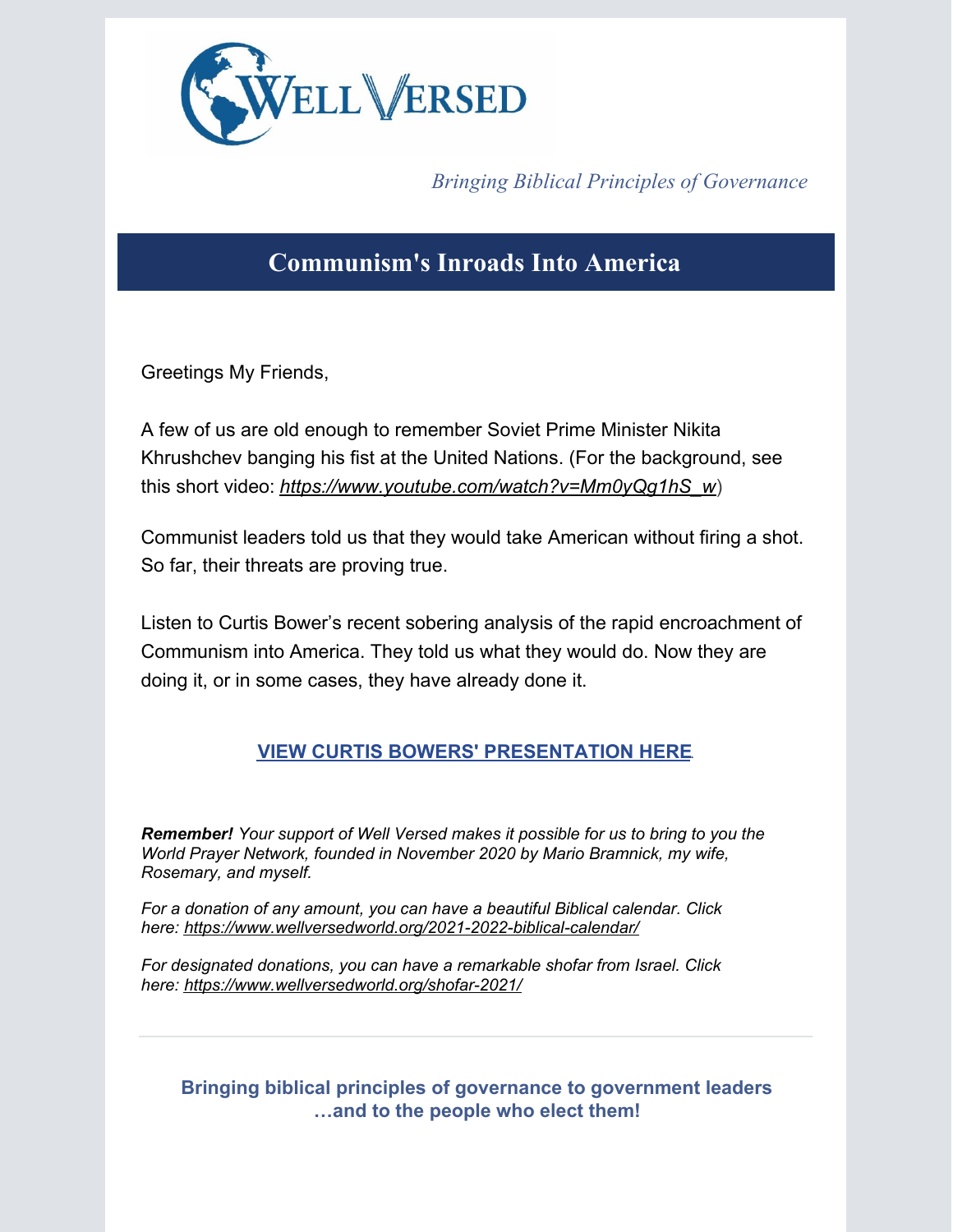WELL VERSED

*Bringing Biblical Principles of Governance*

## Communism's Inroads Into America

Greetings My Friends,

A few of us are old enough to remember Soviet Prime Minister Nikita Khrushchev banging his fist at the United Nations. (For the background, see this short video: *https://www.youtube.com/watch?v=Mm0yQg1hS_w*)

Communist leaders told us that they would take American without firing a shot. So far, their threats are proving true.

Listen to Curtis Bower's recent sobering analysis of the rapid encroachment of Communism into America. They told us what they would do. Now they are doing it, or in some cases, they have already done it.

**VIEW CURTIS BOWERS' PRESENTATION HERE**

***Remember!*** *Your support of Well Versed makes it possible for us to bring to you the World Prayer Network, founded in November 2020 by Mario Bramnick, my wife, Rosemary, and myself.*

*For a donation of any amount, you can have a beautiful Biblical calendar. Click here: https://www.wellversedworld.org/2021-2022-biblical-calendar/*

*For designated donations, you can have a remarkable shofar from Israel. Click here: https://www.wellversedworld.org/shofar-2021/*

---

**Bringing biblical principles of governance to government leaders …and to the people who elect them!**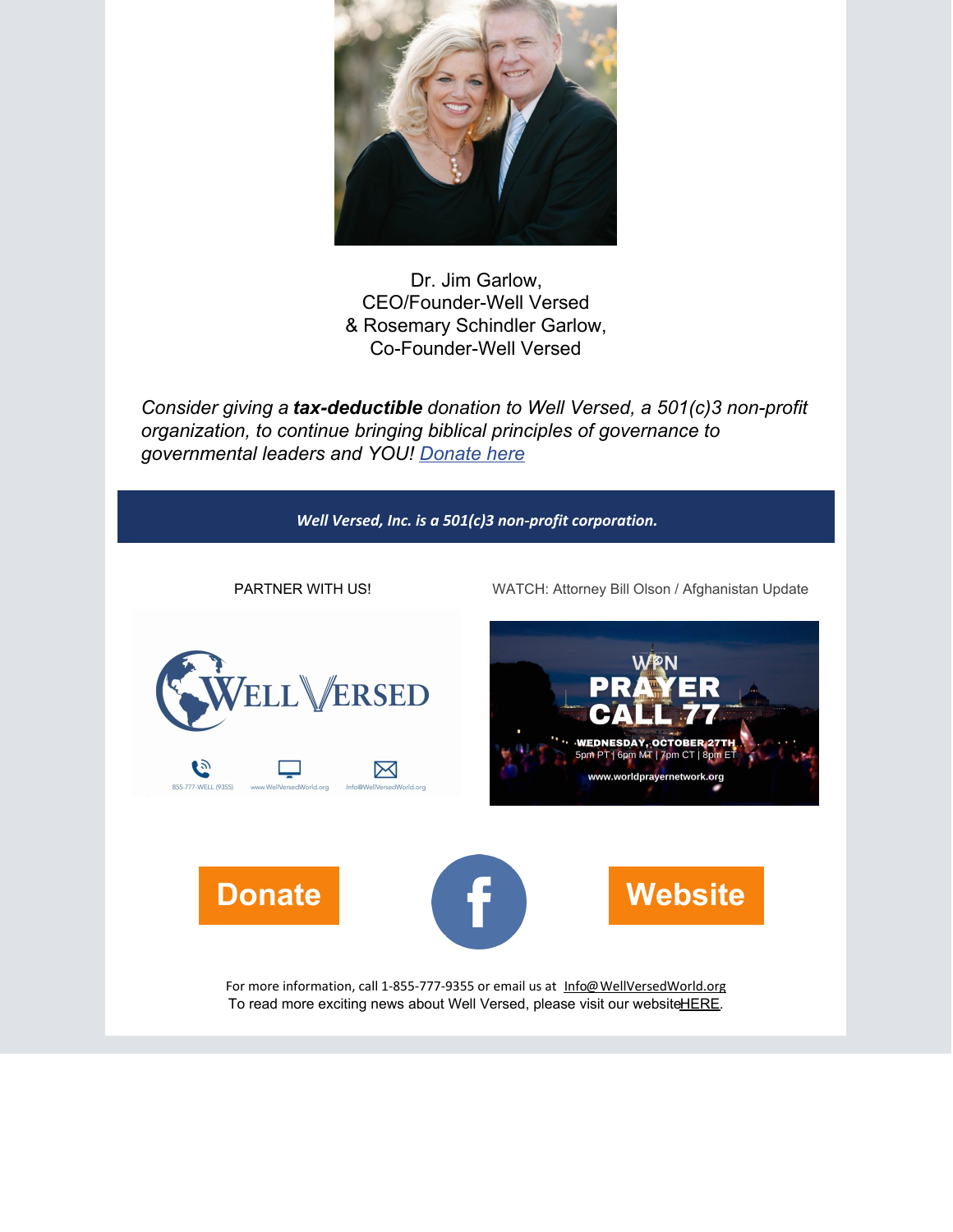Dr. Jim Garlow,
CEO/Founder-Well Versed
& Rosemary Schindler Garlow,
Co-Founder-Well Versed

*Consider giving a **tax-deductible** donation to Well Versed, a 501(c)3 non-profit organization, to continue bringing biblical principles of governance to governmental leaders and YOU! Donate here*

***Well Versed, Inc. is a 501(c)3 non-profit corporation.***

PARTNER WITH US!

WATCH: Attorney Bill Olson / Afghanistan Update

Donate

Website

For more information, call 1-855-777-9355 or email us at Info@WellVersedWorld.org
To read more exciting news about Well Versed, please visit our website HERE.